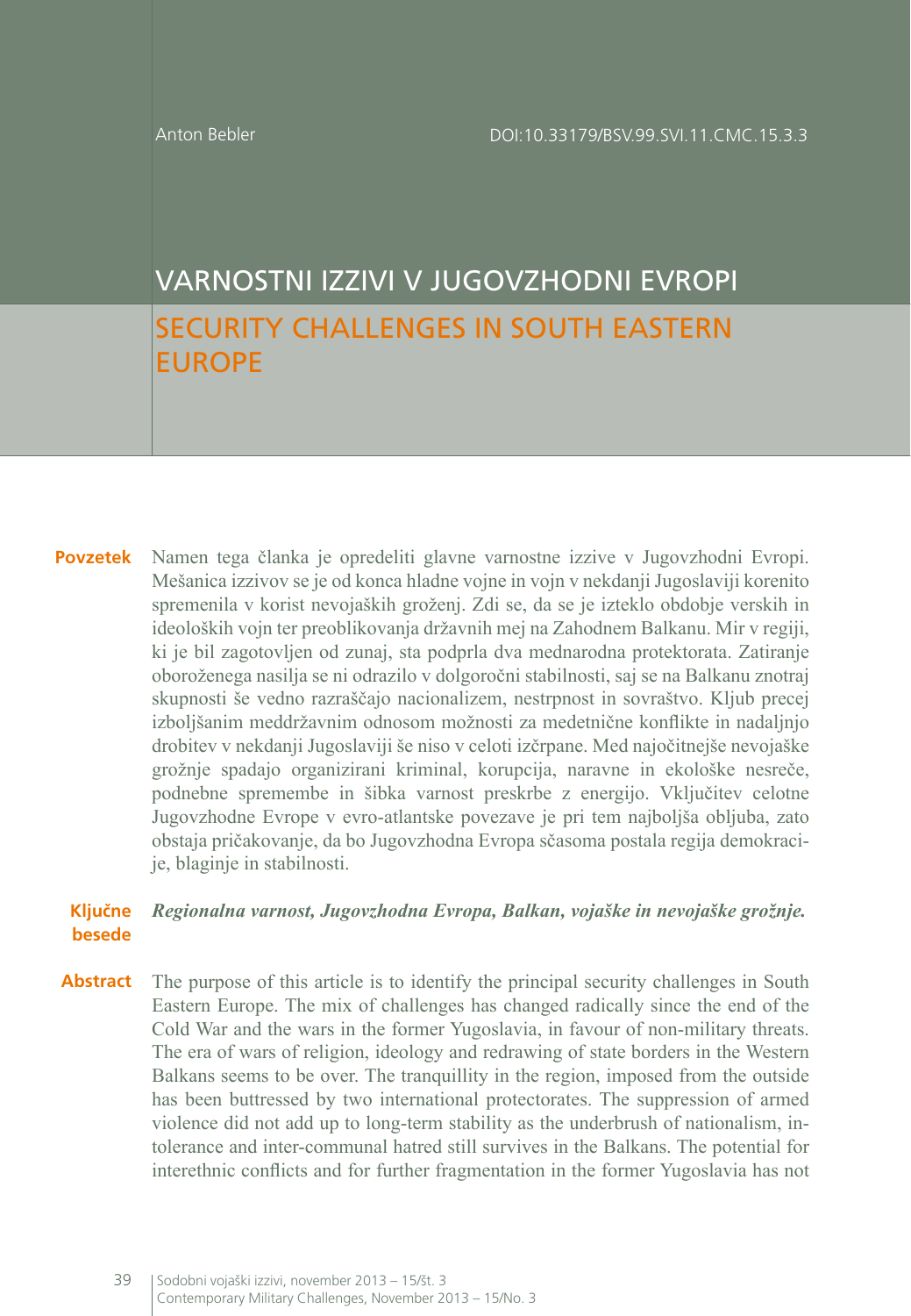Anton Bebler

DOI:10.33179/BSV.99.SVI.11.CMC.15.3.3

# VARNOSTNI IZZIVI V JUGOVZHODNI EVROPI

# SECURITY CHALLENGES IN SOUTH EASTERN EUROPE

**Povzetek** Namen tega članka je opredeliti glavne varnostne izzive v Jugovzhodni Evropi. Mešanica izzivov se je od konca hladne vojne in vojn v nekdanji Jugoslaviji korenito spremenila v korist nevojaških groženj. Zdi se, da se je izteklo obdobje verskih in ideoloških vojn ter preoblikovanja državnih mej na Zahodnem Balkanu. Mir v regiji, ki je bil zagotovljen od zunaj, sta podprla dva mednarodna protektorata. Zatiranje oboroženega nasilja se ni odrazilo v dolgoročni stabilnosti, saj se na Balkanu znotraj skupnosti še vedno razraščajo nacionalizem, nestrpnost in sovraštvo. Kljub precej izboljšanim meddržavnim odnosom možnosti za medetnične konflikte in nadaljnjo drobitev v nekdanji Jugoslaviji še niso v celoti izčrpane. Med najočitnejše nevojaške grožnje spadajo organizirani kriminal, korupcija, naravne in ekološke nesreče, podnebne spremembe in šibka varnost preskrbe z energijo. Vključitev celotne Jugovzhodne Evrope v evro-atlantske povezave je pri tem najboljša obljuba, zato obstaja pričakovanje, da bo Jugovzhodna Evropa sčasoma postala regija demokracije, blaginje in stabilnosti.

**Ključne besede** ***Regionalna varnost, Jugovzhodna Evropa, Balkan, vojaške in nevojaške grožnje.***

**Abstract** The purpose of this article is to identify the principal security challenges in South Eastern Europe. The mix of challenges has changed radically since the end of the Cold War and the wars in the former Yugoslavia, in favour of non-military threats. The era of wars of religion, ideology and redrawing of state borders in the Western Balkans seems to be over. The tranquillity in the region, imposed from the outside has been buttressed by two international protectorates. The suppression of armed violence did not add up to long-term stability as the underbrush of nationalism, intolerance and inter-communal hatred still survives in the Balkans. The potential for interethnic conflicts and for further fragmentation in the former Yugoslavia has not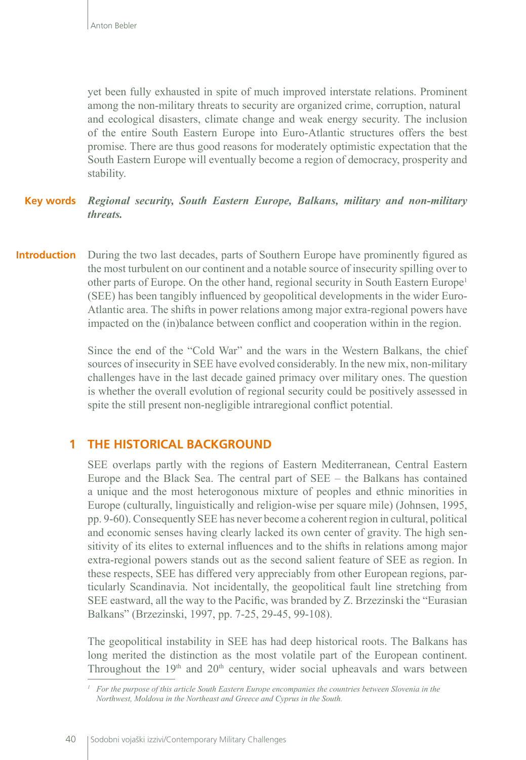yet been fully exhausted in spite of much improved interstate relations. Prominent among the non-military threats to security are organized crime, corruption, natural and ecological disasters, climate change and weak energy security. The inclusion of the entire South Eastern Europe into Euro-Atlantic structures offers the best promise. There are thus good reasons for moderately optimistic expectation that the South Eastern Europe will eventually become a region of democracy, prosperity and stability.

**Key words** ***Regional security, South Eastern Europe, Balkans, military and non-military threats.***

**Introduction** During the two last decades, parts of Southern Europe have prominently figured as the most turbulent on our continent and a notable source of insecurity spilling over to other parts of Europe. On the other hand, regional security in South Eastern Europe[1] (SEE) has been tangibly influenced by geopolitical developments in the wider Euro-Atlantic area. The shifts in power relations among major extra-regional powers have impacted on the (in)balance between conflict and cooperation within in the region.

Since the end of the "Cold War" and the wars in the Western Balkans, the chief sources of insecurity in SEE have evolved considerably. In the new mix, non-military challenges have in the last decade gained primacy over military ones. The question is whether the overall evolution of regional security could be positively assessed in spite the still present non-negligible intraregional conflict potential.

## 1 THE HISTORICAL BACKGROUND

SEE overlaps partly with the regions of Eastern Mediterranean, Central Eastern Europe and the Black Sea. The central part of SEE – the Balkans has contained a unique and the most heterogonous mixture of peoples and ethnic minorities in Europe (culturally, linguistically and religion-wise per square mile) (Johnsen, 1995, pp. 9-60). Consequently SEE has never become a coherent region in cultural, political and economic senses having clearly lacked its own center of gravity. The high sensitivity of its elites to external influences and to the shifts in relations among major extra-regional powers stands out as the second salient feature of SEE as region. In these respects, SEE has differed very appreciably from other European regions, particularly Scandinavia. Not incidentally, the geopolitical fault line stretching from SEE eastward, all the way to the Pacific, was branded by Z. Brzezinski the "Eurasian Balkans" (Brzezinski, 1997, pp. 7-25, 29-45, 99-108).

The geopolitical instability in SEE has had deep historical roots. The Balkans has long merited the distinction as the most volatile part of the European continent. Throughout the 19th and 20th century, wider social upheavals and wars between

[1] *For the purpose of this article South Eastern Europe encompanies the countries between Slovenia in the Northwest, Moldova in the Northeast and Greece and Cyprus in the South.*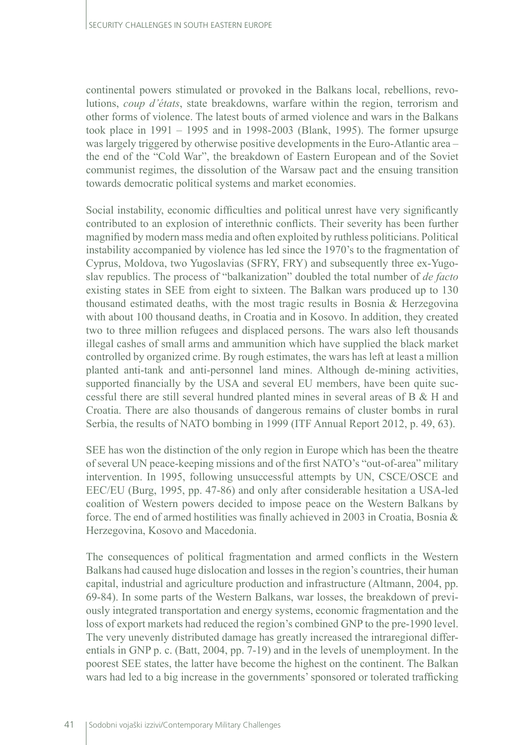continental powers stimulated or provoked in the Balkans local, rebellions, revolutions, *coup d'états*, state breakdowns, warfare within the region, terrorism and other forms of violence. The latest bouts of armed violence and wars in the Balkans took place in 1991 – 1995 and in 1998-2003 (Blank, 1995). The former upsurge was largely triggered by otherwise positive developments in the Euro-Atlantic area – the end of the "Cold War", the breakdown of Eastern European and of the Soviet communist regimes, the dissolution of the Warsaw pact and the ensuing transition towards democratic political systems and market economies.

Social instability, economic difficulties and political unrest have very significantly contributed to an explosion of interethnic conflicts. Their severity has been further magnified by modern mass media and often exploited by ruthless politicians. Political instability accompanied by violence has led since the 1970's to the fragmentation of Cyprus, Moldova, two Yugoslavias (SFRY, FRY) and subsequently three ex-Yugoslav republics. The process of "balkanization" doubled the total number of *de facto* existing states in SEE from eight to sixteen. The Balkan wars produced up to 130 thousand estimated deaths, with the most tragic results in Bosnia & Herzegovina with about 100 thousand deaths, in Croatia and in Kosovo. In addition, they created two to three million refugees and displaced persons. The wars also left thousands illegal cashes of small arms and ammunition which have supplied the black market controlled by organized crime. By rough estimates, the wars has left at least a million planted anti-tank and anti-personnel land mines. Although de-mining activities, supported financially by the USA and several EU members, have been quite successful there are still several hundred planted mines in several areas of B & H and Croatia. There are also thousands of dangerous remains of cluster bombs in rural Serbia, the results of NATO bombing in 1999 (ITF Annual Report 2012, p. 49, 63).

SEE has won the distinction of the only region in Europe which has been the theatre of several UN peace-keeping missions and of the first NATO's "out-of-area" military intervention. In 1995, following unsuccessful attempts by UN, CSCE/OSCE and EEC/EU (Burg, 1995, pp. 47-86) and only after considerable hesitation a USA-led coalition of Western powers decided to impose peace on the Western Balkans by force. The end of armed hostilities was finally achieved in 2003 in Croatia, Bosnia & Herzegovina, Kosovo and Macedonia.

The consequences of political fragmentation and armed conflicts in the Western Balkans had caused huge dislocation and losses in the region's countries, their human capital, industrial and agriculture production and infrastructure (Altmann, 2004, pp. 69-84). In some parts of the Western Balkans, war losses, the breakdown of previously integrated transportation and energy systems, economic fragmentation and the loss of export markets had reduced the region's combined GNP to the pre-1990 level. The very unevenly distributed damage has greatly increased the intraregional differentials in GNP p. c. (Batt, 2004, pp. 7-19) and in the levels of unemployment. In the poorest SEE states, the latter have become the highest on the continent. The Balkan wars had led to a big increase in the governments' sponsored or tolerated trafficking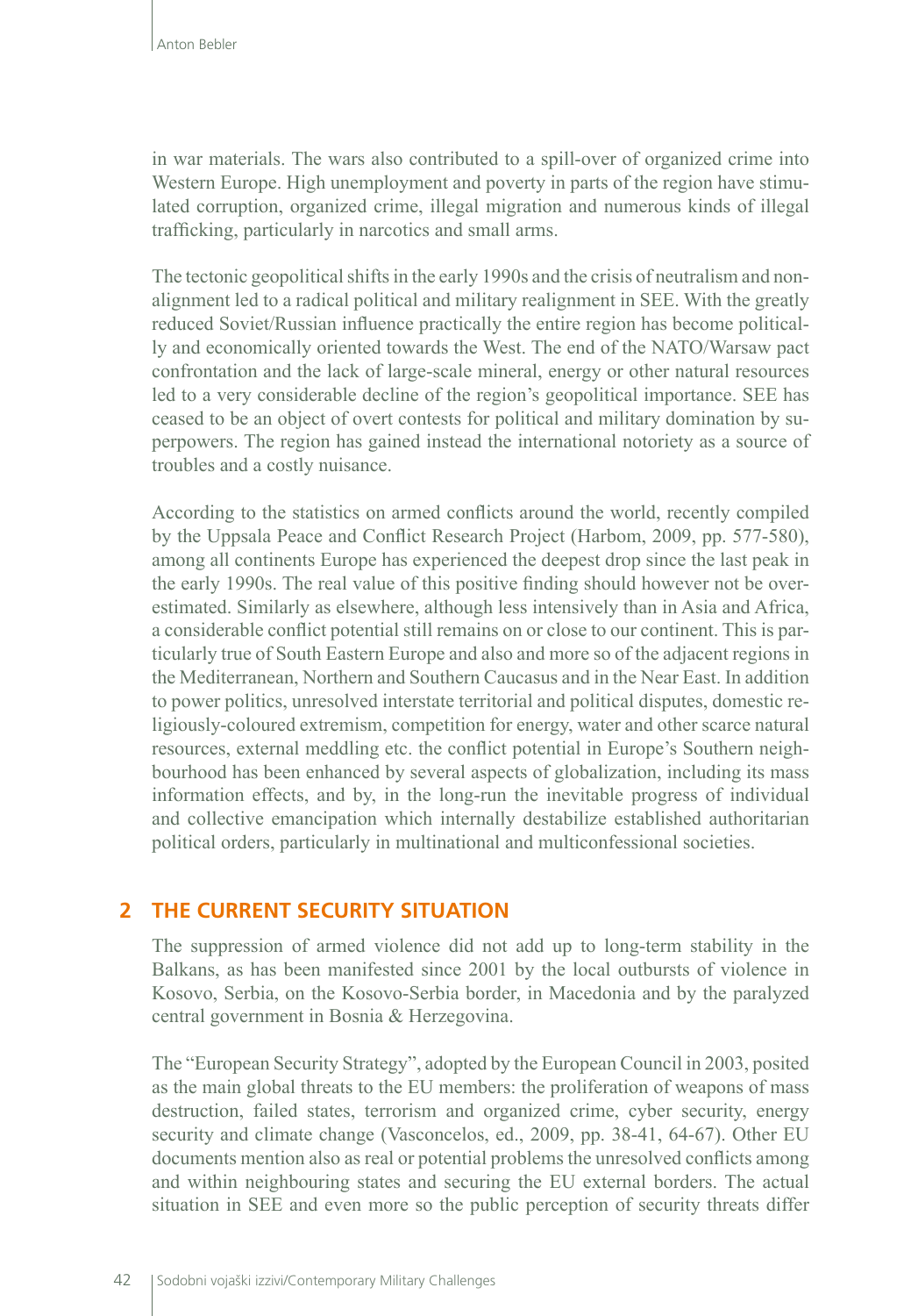in war materials. The wars also contributed to a spill-over of organized crime into Western Europe. High unemployment and poverty in parts of the region have stimulated corruption, organized crime, illegal migration and numerous kinds of illegal trafficking, particularly in narcotics and small arms.

The tectonic geopolitical shifts in the early 1990s and the crisis of neutralism and non-alignment led to a radical political and military realignment in SEE. With the greatly reduced Soviet/Russian influence practically the entire region has become politically and economically oriented towards the West. The end of the NATO/Warsaw pact confrontation and the lack of large-scale mineral, energy or other natural resources led to a very considerable decline of the region's geopolitical importance. SEE has ceased to be an object of overt contests for political and military domination by superpowers. The region has gained instead the international notoriety as a source of troubles and a costly nuisance.

According to the statistics on armed conflicts around the world, recently compiled by the Uppsala Peace and Conflict Research Project (Harbom, 2009, pp. 577-580), among all continents Europe has experienced the deepest drop since the last peak in the early 1990s. The real value of this positive finding should however not be overestimated. Similarly as elsewhere, although less intensively than in Asia and Africa, a considerable conflict potential still remains on or close to our continent. This is particularly true of South Eastern Europe and also and more so of the adjacent regions in the Mediterranean, Northern and Southern Caucasus and in the Near East. In addition to power politics, unresolved interstate territorial and political disputes, domestic religiously-coloured extremism, competition for energy, water and other scarce natural resources, external meddling etc. the conflict potential in Europe's Southern neighbourhood has been enhanced by several aspects of globalization, including its mass information effects, and by, in the long-run the inevitable progress of individual and collective emancipation which internally destabilize established authoritarian political orders, particularly in multinational and multiconfessional societies.

## 2 THE CURRENT SECURITY SITUATION

The suppression of armed violence did not add up to long-term stability in the Balkans, as has been manifested since 2001 by the local outbursts of violence in Kosovo, Serbia, on the Kosovo-Serbia border, in Macedonia and by the paralyzed central government in Bosnia & Herzegovina.

The "European Security Strategy", adopted by the European Council in 2003, posited as the main global threats to the EU members: the proliferation of weapons of mass destruction, failed states, terrorism and organized crime, cyber security, energy security and climate change (Vasconcelos, ed., 2009, pp. 38-41, 64-67). Other EU documents mention also as real or potential problems the unresolved conflicts among and within neighbouring states and securing the EU external borders. The actual situation in SEE and even more so the public perception of security threats differ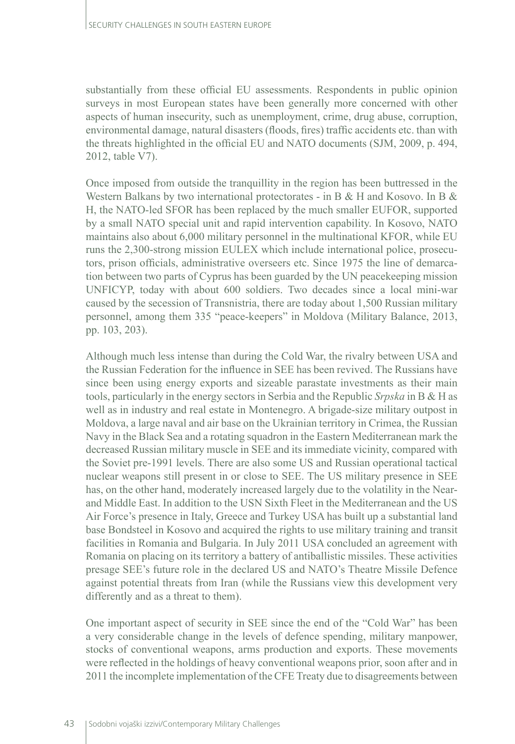substantially from these official EU assessments. Respondents in public opinion surveys in most European states have been generally more concerned with other aspects of human insecurity, such as unemployment, crime, drug abuse, corruption, environmental damage, natural disasters (floods, fires) traffic accidents etc. than with the threats highlighted in the official EU and NATO documents (SJM, 2009, p. 494, 2012, table V7).

Once imposed from outside the tranquillity in the region has been buttressed in the Western Balkans by two international protectorates - in B & H and Kosovo. In B & H, the NATO-led SFOR has been replaced by the much smaller EUFOR, supported by a small NATO special unit and rapid intervention capability. In Kosovo, NATO maintains also about 6,000 military personnel in the multinational KFOR, while EU runs the 2,300-strong mission EULEX which include international police, prosecutors, prison officials, administrative overseers etc. Since 1975 the line of demarcation between two parts of Cyprus has been guarded by the UN peacekeeping mission UNFICYP, today with about 600 soldiers. Two decades since a local mini-war caused by the secession of Transnistria, there are today about 1,500 Russian military personnel, among them 335 "peace-keepers" in Moldova (Military Balance, 2013, pp. 103, 203).

Although much less intense than during the Cold War, the rivalry between USA and the Russian Federation for the influence in SEE has been revived. The Russians have since been using energy exports and sizeable parastate investments as their main tools, particularly in the energy sectors in Serbia and the Republic *Srpska* in B & H as well as in industry and real estate in Montenegro. A brigade-size military outpost in Moldova, a large naval and air base on the Ukrainian territory in Crimea, the Russian Navy in the Black Sea and a rotating squadron in the Eastern Mediterranean mark the decreased Russian military muscle in SEE and its immediate vicinity, compared with the Soviet pre-1991 levels. There are also some US and Russian operational tactical nuclear weapons still present in or close to SEE. The US military presence in SEE has, on the other hand, moderately increased largely due to the volatility in the Near- and Middle East. In addition to the USN Sixth Fleet in the Mediterranean and the US Air Force's presence in Italy, Greece and Turkey USA has built up a substantial land base Bondsteel in Kosovo and acquired the rights to use military training and transit facilities in Romania and Bulgaria. In July 2011 USA concluded an agreement with Romania on placing on its territory a battery of antiballistic missiles. These activities presage SEE's future role in the declared US and NATO's Theatre Missile Defence against potential threats from Iran (while the Russians view this development very differently and as a threat to them).

One important aspect of security in SEE since the end of the "Cold War" has been a very considerable change in the levels of defence spending, military manpower, stocks of conventional weapons, arms production and exports. These movements were reflected in the holdings of heavy conventional weapons prior, soon after and in 2011 the incomplete implementation of the CFE Treaty due to disagreements between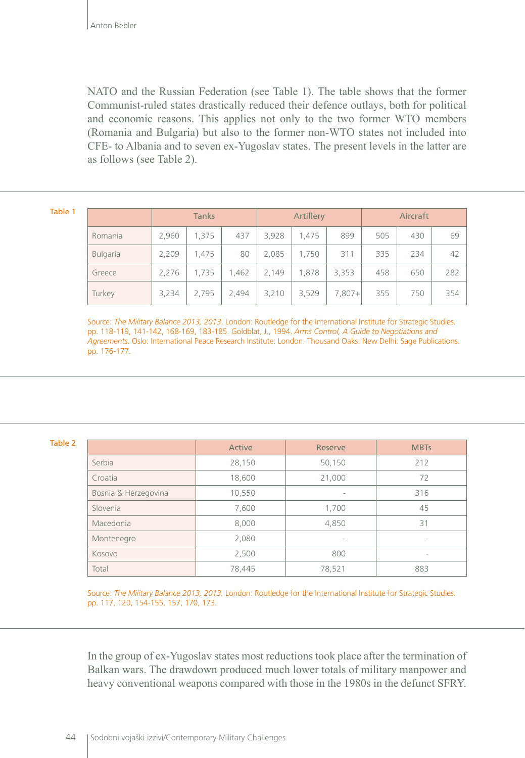NATO and the Russian Federation (see Table 1). The table shows that the former Communist-ruled states drastically reduced their defence outlays, both for political and economic reasons. This applies not only to the two former WTO members (Romania and Bulgaria) but also to the former non-WTO states not included into CFE- to Albania and to seven ex-Yugoslav states. The present levels in the latter are as follows (see Table 2).

Table 1

| | Tanks | | | Artillery | | | Aircraft | | |
|---|---|---|---|---|---|---|---|---|---|
| Romania | 2,960 | 1,375 | 437 | 3,928 | 1,475 | 899 | 505 | 430 | 69 |
| Bulgaria | 2,209 | 1,475 | 80 | 2,085 | 1,750 | 311 | 335 | 234 | 42 |
| Greece | 2,276 | 1,735 | 1,462 | 2,149 | 1,878 | 3,353 | 458 | 650 | 282 |
| Turkey | 3,234 | 2,795 | 2,494 | 3,210 | 3,529 | 7,807+ | 355 | 750 | 354 |

Source: *The Military Balance 2013, 2013*. London: Routledge for the International Institute for Strategic Studies. pp. 118-119, 141-142, 168-169, 183-185. Goldblat, J., 1994. *Arms Control, A Guide to Negotiations and Agreements*. Oslo: International Peace Research Institute: London: Thousand Oaks: New Delhi: Sage Publications. pp. 176-177.

Table 2

| | Active | Reserve | MBTs |
|---|---|---|---|
| Serbia | 28,150 | 50,150 | 212 |
| Croatia | 18,600 | 21,000 | 72 |
| Bosnia & Herzegovina | 10,550 | - | 316 |
| Slovenia | 7,600 | 1,700 | 45 |
| Macedonia | 8,000 | 4,850 | 31 |
| Montenegro | 2,080 | - | - |
| Kosovo | 2,500 | 800 | - |
| Total | 78,445 | 78,521 | 883 |

Source: *The Military Balance 2013, 2013*. London: Routledge for the International Institute for Strategic Studies. pp. 117, 120, 154-155, 157, 170, 173.

In the group of ex-Yugoslav states most reductions took place after the termination of Balkan wars. The drawdown produced much lower totals of military manpower and heavy conventional weapons compared with those in the 1980s in the defunct SFRY.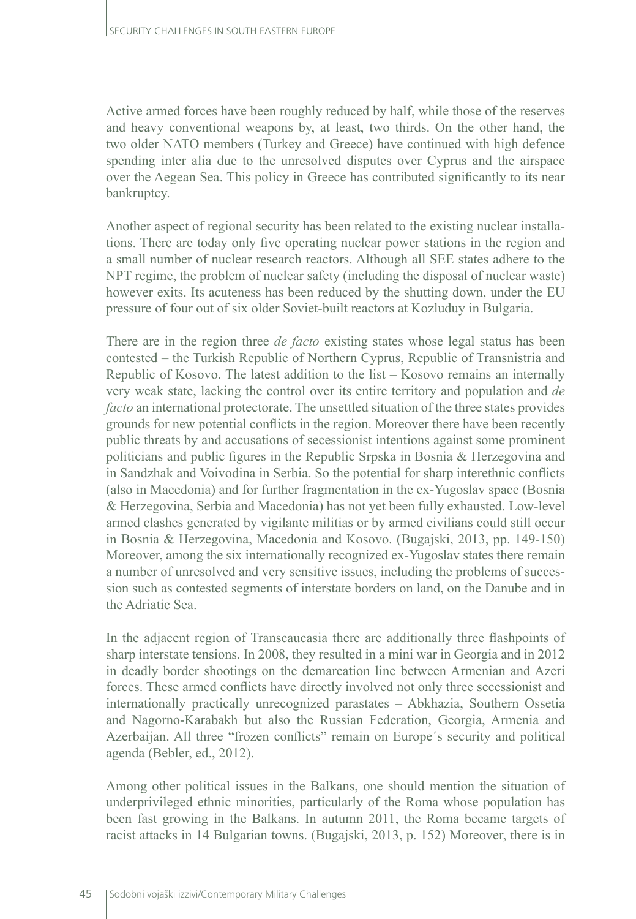Active armed forces have been roughly reduced by half, while those of the reserves and heavy conventional weapons by, at least, two thirds. On the other hand, the two older NATO members (Turkey and Greece) have continued with high defence spending inter alia due to the unresolved disputes over Cyprus and the airspace over the Aegean Sea. This policy in Greece has contributed significantly to its near bankruptcy.

Another aspect of regional security has been related to the existing nuclear installations. There are today only five operating nuclear power stations in the region and a small number of nuclear research reactors. Although all SEE states adhere to the NPT regime, the problem of nuclear safety (including the disposal of nuclear waste) however exits. Its acuteness has been reduced by the shutting down, under the EU pressure of four out of six older Soviet-built reactors at Kozluduy in Bulgaria.

There are in the region three *de facto* existing states whose legal status has been contested – the Turkish Republic of Northern Cyprus, Republic of Transnistria and Republic of Kosovo. The latest addition to the list – Kosovo remains an internally very weak state, lacking the control over its entire territory and population and *de facto* an international protectorate. The unsettled situation of the three states provides grounds for new potential conflicts in the region. Moreover there have been recently public threats by and accusations of secessionist intentions against some prominent politicians and public figures in the Republic Srpska in Bosnia & Herzegovina and in Sandzhak and Voivodina in Serbia. So the potential for sharp interethnic conflicts (also in Macedonia) and for further fragmentation in the ex-Yugoslav space (Bosnia & Herzegovina, Serbia and Macedonia) has not yet been fully exhausted. Low-level armed clashes generated by vigilante militias or by armed civilians could still occur in Bosnia & Herzegovina, Macedonia and Kosovo. (Bugajski, 2013, pp. 149-150) Moreover, among the six internationally recognized ex-Yugoslav states there remain a number of unresolved and very sensitive issues, including the problems of succession such as contested segments of interstate borders on land, on the Danube and in the Adriatic Sea.

In the adjacent region of Transcaucasia there are additionally three flashpoints of sharp interstate tensions. In 2008, they resulted in a mini war in Georgia and in 2012 in deadly border shootings on the demarcation line between Armenian and Azeri forces. These armed conflicts have directly involved not only three secessionist and internationally practically unrecognized parastates – Abkhazia, Southern Ossetia and Nagorno-Karabakh but also the Russian Federation, Georgia, Armenia and Azerbaijan. All three "frozen conflicts" remain on Europe´s security and political agenda (Bebler, ed., 2012).

Among other political issues in the Balkans, one should mention the situation of underprivileged ethnic minorities, particularly of the Roma whose population has been fast growing in the Balkans. In autumn 2011, the Roma became targets of racist attacks in 14 Bulgarian towns. (Bugajski, 2013, p. 152) Moreover, there is in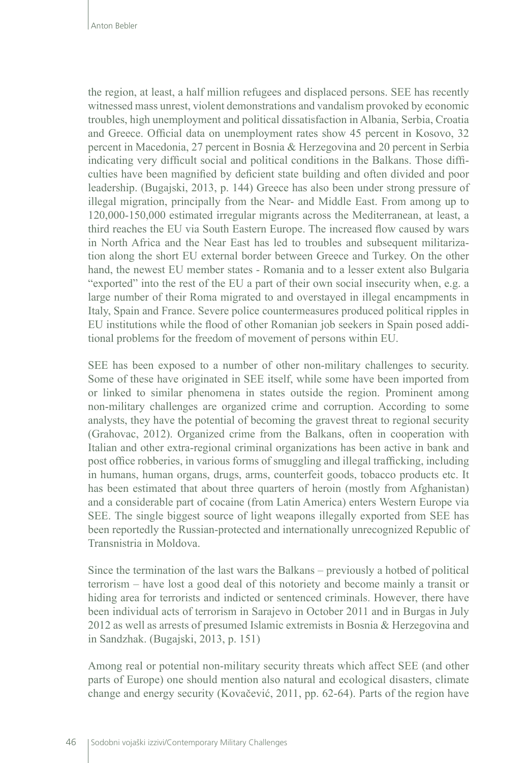the region, at least, a half million refugees and displaced persons. SEE has recently witnessed mass unrest, violent demonstrations and vandalism provoked by economic troubles, high unemployment and political dissatisfaction in Albania, Serbia, Croatia and Greece. Official data on unemployment rates show 45 percent in Kosovo, 32 percent in Macedonia, 27 percent in Bosnia & Herzegovina and 20 percent in Serbia indicating very difficult social and political conditions in the Balkans. Those difficulties have been magnified by deficient state building and often divided and poor leadership. (Bugajski, 2013, p. 144) Greece has also been under strong pressure of illegal migration, principally from the Near- and Middle East. From among up to 120,000-150,000 estimated irregular migrants across the Mediterranean, at least, a third reaches the EU via South Eastern Europe. The increased flow caused by wars in North Africa and the Near East has led to troubles and subsequent militarization along the short EU external border between Greece and Turkey. On the other hand, the newest EU member states - Romania and to a lesser extent also Bulgaria "exported" into the rest of the EU a part of their own social insecurity when, e.g. a large number of their Roma migrated to and overstayed in illegal encampments in Italy, Spain and France. Severe police countermeasures produced political ripples in EU institutions while the flood of other Romanian job seekers in Spain posed additional problems for the freedom of movement of persons within EU.

SEE has been exposed to a number of other non-military challenges to security. Some of these have originated in SEE itself, while some have been imported from or linked to similar phenomena in states outside the region. Prominent among non-military challenges are organized crime and corruption. According to some analysts, they have the potential of becoming the gravest threat to regional security (Grahovac, 2012). Organized crime from the Balkans, often in cooperation with Italian and other extra-regional criminal organizations has been active in bank and post office robberies, in various forms of smuggling and illegal trafficking, including in humans, human organs, drugs, arms, counterfeit goods, tobacco products etc. It has been estimated that about three quarters of heroin (mostly from Afghanistan) and a considerable part of cocaine (from Latin America) enters Western Europe via SEE. The single biggest source of light weapons illegally exported from SEE has been reportedly the Russian-protected and internationally unrecognized Republic of Transnistria in Moldova.

Since the termination of the last wars the Balkans – previously a hotbed of political terrorism – have lost a good deal of this notoriety and become mainly a transit or hiding area for terrorists and indicted or sentenced criminals. However, there have been individual acts of terrorism in Sarajevo in October 2011 and in Burgas in July 2012 as well as arrests of presumed Islamic extremists in Bosnia & Herzegovina and in Sandzhak. (Bugajski, 2013, p. 151)

Among real or potential non-military security threats which affect SEE (and other parts of Europe) one should mention also natural and ecological disasters, climate change and energy security (Kovačević, 2011, pp. 62-64). Parts of the region have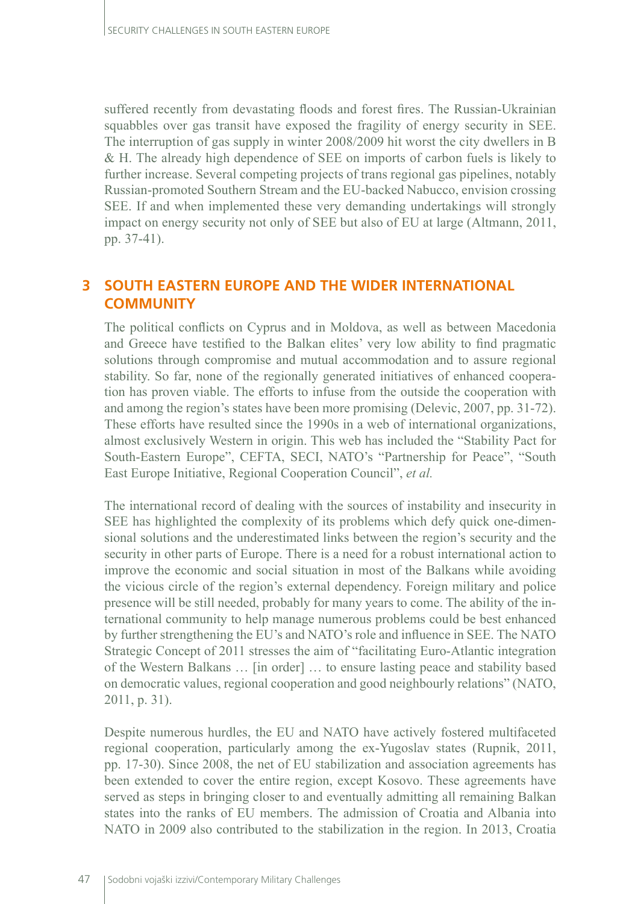suffered recently from devastating floods and forest fires. The Russian-Ukrainian squabbles over gas transit have exposed the fragility of energy security in SEE. The interruption of gas supply in winter 2008/2009 hit worst the city dwellers in B & H. The already high dependence of SEE on imports of carbon fuels is likely to further increase. Several competing projects of trans regional gas pipelines, notably Russian-promoted Southern Stream and the EU-backed Nabucco, envision crossing SEE. If and when implemented these very demanding undertakings will strongly impact on energy security not only of SEE but also of EU at large (Altmann, 2011, pp. 37-41).

## 3 SOUTH EASTERN EUROPE AND THE WIDER INTERNATIONAL COMMUNITY

The political conflicts on Cyprus and in Moldova, as well as between Macedonia and Greece have testified to the Balkan elites' very low ability to find pragmatic solutions through compromise and mutual accommodation and to assure regional stability. So far, none of the regionally generated initiatives of enhanced cooperation has proven viable. The efforts to infuse from the outside the cooperation with and among the region's states have been more promising (Delevic, 2007, pp. 31-72). These efforts have resulted since the 1990s in a web of international organizations, almost exclusively Western in origin. This web has included the "Stability Pact for South-Eastern Europe", CEFTA, SECI, NATO's "Partnership for Peace", "South East Europe Initiative, Regional Cooperation Council", *et al.*

The international record of dealing with the sources of instability and insecurity in SEE has highlighted the complexity of its problems which defy quick one-dimensional solutions and the underestimated links between the region's security and the security in other parts of Europe. There is a need for a robust international action to improve the economic and social situation in most of the Balkans while avoiding the vicious circle of the region's external dependency. Foreign military and police presence will be still needed, probably for many years to come. The ability of the international community to help manage numerous problems could be best enhanced by further strengthening the EU's and NATO's role and influence in SEE. The NATO Strategic Concept of 2011 stresses the aim of "facilitating Euro-Atlantic integration of the Western Balkans … [in order] … to ensure lasting peace and stability based on democratic values, regional cooperation and good neighbourly relations" (NATO, 2011, p. 31).

Despite numerous hurdles, the EU and NATO have actively fostered multifaceted regional cooperation, particularly among the ex-Yugoslav states (Rupnik, 2011, pp. 17-30). Since 2008, the net of EU stabilization and association agreements has been extended to cover the entire region, except Kosovo. These agreements have served as steps in bringing closer to and eventually admitting all remaining Balkan states into the ranks of EU members. The admission of Croatia and Albania into NATO in 2009 also contributed to the stabilization in the region. In 2013, Croatia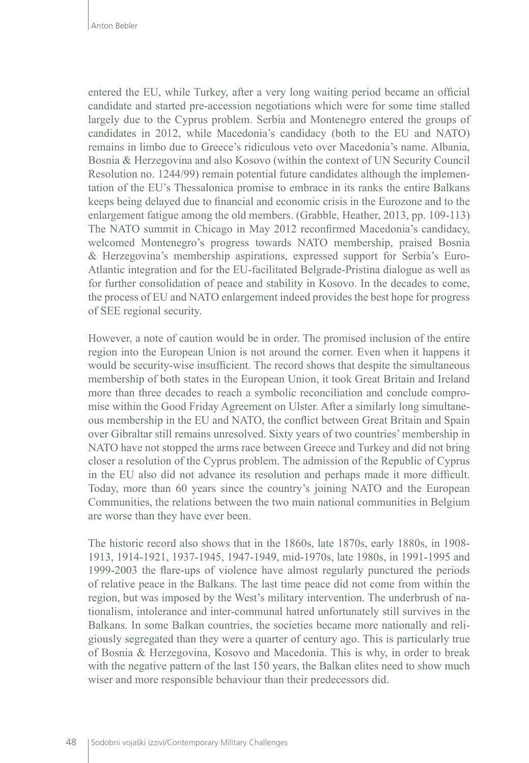entered the EU, while Turkey, after a very long waiting period became an official candidate and started pre-accession negotiations which were for some time stalled largely due to the Cyprus problem. Serbia and Montenegro entered the groups of candidates in 2012, while Macedonia's candidacy (both to the EU and NATO) remains in limbo due to Greece's ridiculous veto over Macedonia's name. Albania, Bosnia & Herzegovina and also Kosovo (within the context of UN Security Council Resolution no. 1244/99) remain potential future candidates although the implementation of the EU's Thessalonica promise to embrace in its ranks the entire Balkans keeps being delayed due to financial and economic crisis in the Eurozone and to the enlargement fatigue among the old members. (Grabble, Heather, 2013, pp. 109-113) The NATO summit in Chicago in May 2012 reconfirmed Macedonia's candidacy, welcomed Montenegro's progress towards NATO membership, praised Bosnia & Herzegovina's membership aspirations, expressed support for Serbia's Euro-Atlantic integration and for the EU-facilitated Belgrade-Pristina dialogue as well as for further consolidation of peace and stability in Kosovo. In the decades to come, the process of EU and NATO enlargement indeed provides the best hope for progress of SEE regional security.

However, a note of caution would be in order. The promised inclusion of the entire region into the European Union is not around the corner. Even when it happens it would be security-wise insufficient. The record shows that despite the simultaneous membership of both states in the European Union, it took Great Britain and Ireland more than three decades to reach a symbolic reconciliation and conclude compromise within the Good Friday Agreement on Ulster. After a similarly long simultaneous membership in the EU and NATO, the conflict between Great Britain and Spain over Gibraltar still remains unresolved. Sixty years of two countries' membership in NATO have not stopped the arms race between Greece and Turkey and did not bring closer a resolution of the Cyprus problem. The admission of the Republic of Cyprus in the EU also did not advance its resolution and perhaps made it more difficult. Today, more than 60 years since the country's joining NATO and the European Communities, the relations between the two main national communities in Belgium are worse than they have ever been.

The historic record also shows that in the 1860s, late 1870s, early 1880s, in 1908-1913, 1914-1921, 1937-1945, 1947-1949, mid-1970s, late 1980s, in 1991-1995 and 1999-2003 the flare-ups of violence have almost regularly punctured the periods of relative peace in the Balkans. The last time peace did not come from within the region, but was imposed by the West's military intervention. The underbrush of nationalism, intolerance and inter-communal hatred unfortunately still survives in the Balkans. In some Balkan countries, the societies became more nationally and religiously segregated than they were a quarter of century ago. This is particularly true of Bosnia & Herzegovina, Kosovo and Macedonia. This is why, in order to break with the negative pattern of the last 150 years, the Balkan elites need to show much wiser and more responsible behaviour than their predecessors did.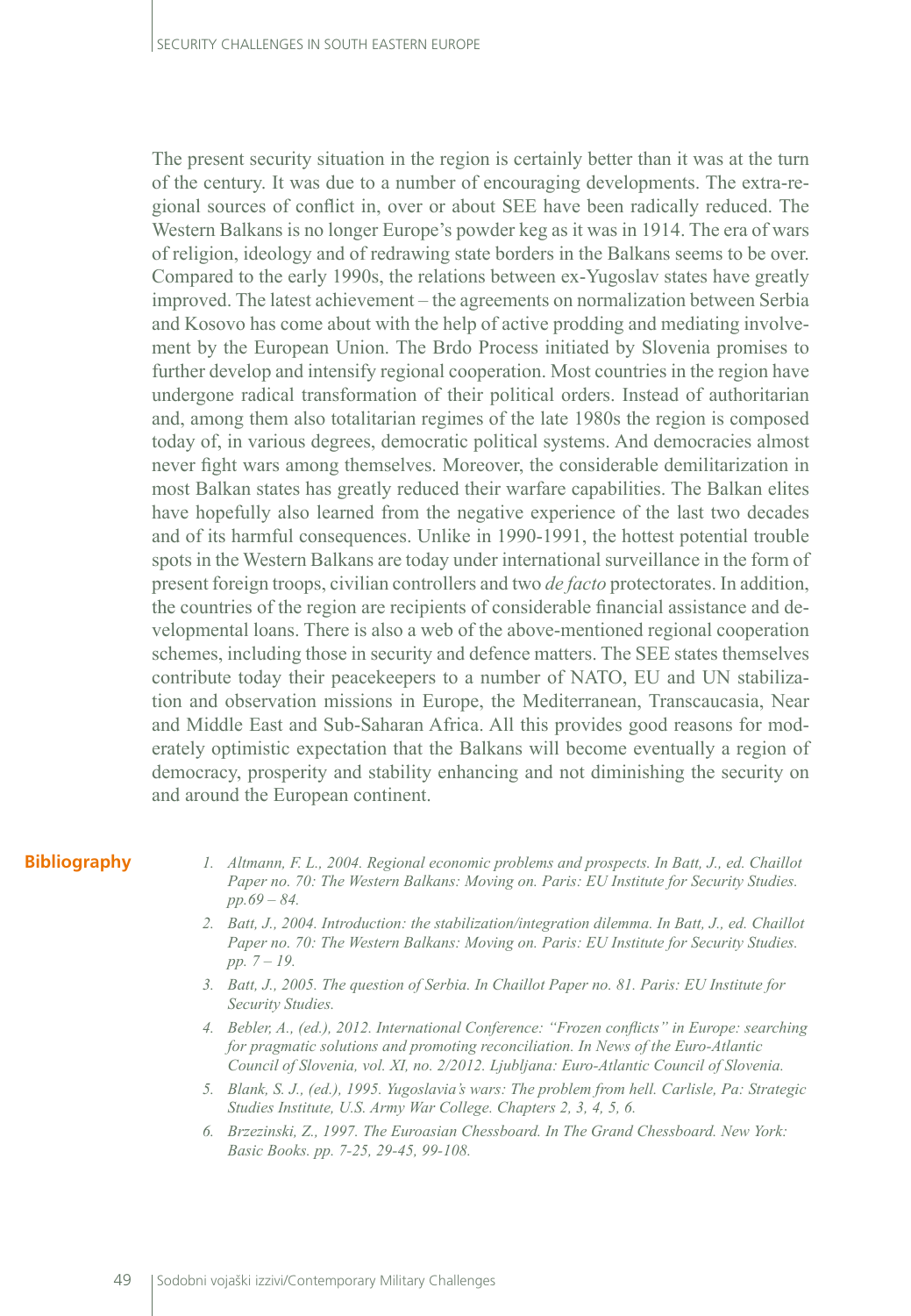The present security situation in the region is certainly better than it was at the turn of the century. It was due to a number of encouraging developments. The extra-regional sources of conflict in, over or about SEE have been radically reduced. The Western Balkans is no longer Europe's powder keg as it was in 1914. The era of wars of religion, ideology and of redrawing state borders in the Balkans seems to be over. Compared to the early 1990s, the relations between ex-Yugoslav states have greatly improved. The latest achievement – the agreements on normalization between Serbia and Kosovo has come about with the help of active prodding and mediating involvement by the European Union. The Brdo Process initiated by Slovenia promises to further develop and intensify regional cooperation. Most countries in the region have undergone radical transformation of their political orders. Instead of authoritarian and, among them also totalitarian regimes of the late 1980s the region is composed today of, in various degrees, democratic political systems. And democracies almost never fight wars among themselves. Moreover, the considerable demilitarization in most Balkan states has greatly reduced their warfare capabilities. The Balkan elites have hopefully also learned from the negative experience of the last two decades and of its harmful consequences. Unlike in 1990-1991, the hottest potential trouble spots in the Western Balkans are today under international surveillance in the form of present foreign troops, civilian controllers and two *de facto* protectorates. In addition, the countries of the region are recipients of considerable financial assistance and developmental loans. There is also a web of the above-mentioned regional cooperation schemes, including those in security and defence matters. The SEE states themselves contribute today their peacekeepers to a number of NATO, EU and UN stabilization and observation missions in Europe, the Mediterranean, Transcaucasia, Near and Middle East and Sub-Saharan Africa. All this provides good reasons for moderately optimistic expectation that the Balkans will become eventually a region of democracy, prosperity and stability enhancing and not diminishing the security on and around the European continent.

## Bibliography

1. *Altmann, F. L., 2004. Regional economic problems and prospects. In Batt, J., ed. Chaillot Paper no. 70: The Western Balkans: Moving on. Paris: EU Institute for Security Studies. pp.69 – 84.*
2. *Batt, J., 2004. Introduction: the stabilization/integration dilemma. In Batt, J., ed. Chaillot Paper no. 70: The Western Balkans: Moving on. Paris: EU Institute for Security Studies. pp. 7 – 19.*
3. *Batt, J., 2005. The question of Serbia. In Chaillot Paper no. 81. Paris: EU Institute for Security Studies.*
4. *Bebler, A., (ed.), 2012. International Conference: "Frozen conflicts" in Europe: searching for pragmatic solutions and promoting reconciliation. In News of the Euro-Atlantic Council of Slovenia, vol. XI, no. 2/2012. Ljubljana: Euro-Atlantic Council of Slovenia.*
5. *Blank, S. J., (ed.), 1995. Yugoslavia's wars: The problem from hell. Carlisle, Pa: Strategic Studies Institute, U.S. Army War College. Chapters 2, 3, 4, 5, 6.*
6. *Brzezinski, Z., 1997. The Euroasian Chessboard. In The Grand Chessboard. New York: Basic Books. pp. 7-25, 29-45, 99-108.*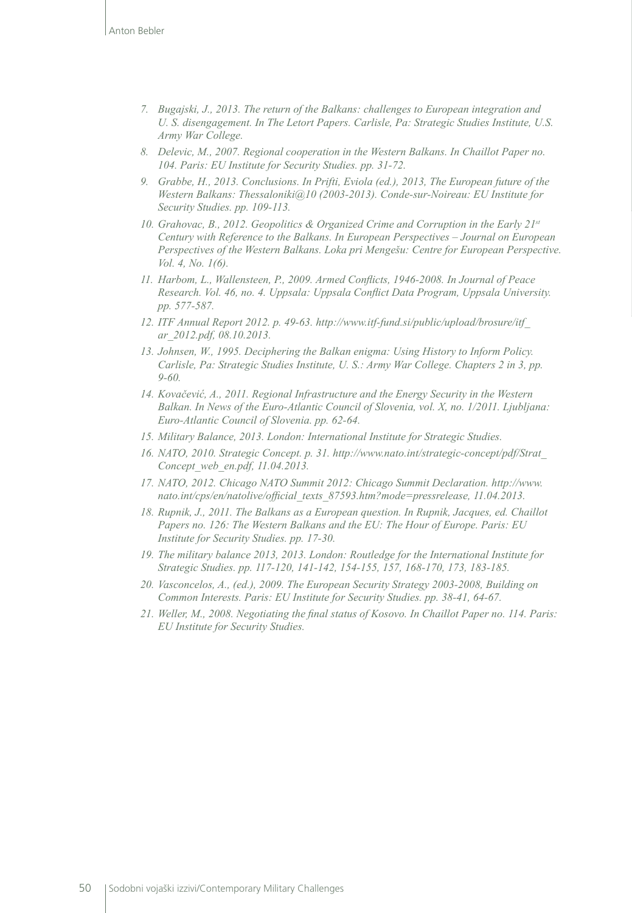7. *Bugajski, J., 2013. The return of the Balkans: challenges to European integration and U. S. disengagement. In The Letort Papers. Carlisle, Pa: Strategic Studies Institute, U.S. Army War College.*
8. *Delevic, M., 2007. Regional cooperation in the Western Balkans. In Chaillot Paper no. 104. Paris: EU Institute for Security Studies. pp. 31-72.*
9. *Grabbe, H., 2013. Conclusions. In Prifti, Eviola (ed.), 2013, The European future of the Western Balkans: Thessaloniki@10 (2003-2013). Conde-sur-Noireau: EU Institute for Security Studies. pp. 109-113.*
10. *Grahovac, B., 2012. Geopolitics & Organized Crime and Corruption in the Early 21st Century with Reference to the Balkans. In European Perspectives – Journal on European Perspectives of the Western Balkans. Loka pri Mengešu: Centre for European Perspective. Vol. 4, No. 1(6).*
11. *Harbom, L., Wallensteen, P., 2009. Armed Conflicts, 1946-2008. In Journal of Peace Research. Vol. 46, no. 4. Uppsala: Uppsala Conflict Data Program, Uppsala University. pp. 577-587.*
12. *ITF Annual Report 2012. p. 49-63. http://www.itf-fund.si/public/upload/brosure/itf_ar_2012.pdf, 08.10.2013.*
13. *Johnsen, W., 1995. Deciphering the Balkan enigma: Using History to Inform Policy. Carlisle, Pa: Strategic Studies Institute, U. S.: Army War College. Chapters 2 in 3, pp. 9-60.*
14. *Kovačević, A., 2011. Regional Infrastructure and the Energy Security in the Western Balkan. In News of the Euro-Atlantic Council of Slovenia, vol. X, no. 1/2011. Ljubljana: Euro-Atlantic Council of Slovenia. pp. 62-64.*
15. *Military Balance, 2013. London: International Institute for Strategic Studies.*
16. *NATO, 2010. Strategic Concept. p. 31. http://www.nato.int/strategic-concept/pdf/Strat_Concept_web_en.pdf, 11.04.2013.*
17. *NATO, 2012. Chicago NATO Summit 2012: Chicago Summit Declaration. http://www.nato.int/cps/en/natolive/official_texts_87593.htm?mode=pressrelease, 11.04.2013.*
18. *Rupnik, J., 2011. The Balkans as a European question. In Rupnik, Jacques, ed. Chaillot Papers no. 126: The Western Balkans and the EU: The Hour of Europe. Paris: EU Institute for Security Studies. pp. 17-30.*
19. *The military balance 2013, 2013. London: Routledge for the International Institute for Strategic Studies. pp. 117-120, 141-142, 154-155, 157, 168-170, 173, 183-185.*
20. *Vasconcelos, A., (ed.), 2009. The European Security Strategy 2003-2008, Building on Common Interests. Paris: EU Institute for Security Studies. pp. 38-41, 64-67.*
21. *Weller, M., 2008. Negotiating the final status of Kosovo. In Chaillot Paper no. 114. Paris: EU Institute for Security Studies.*